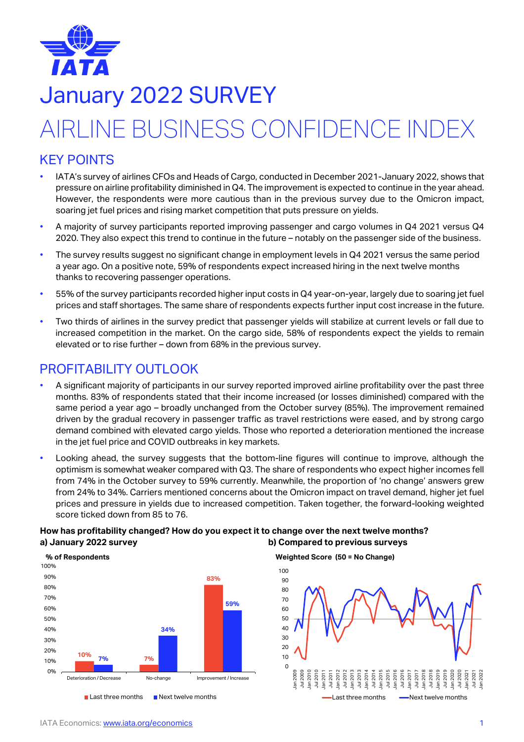# January 2022 SURVEY

# AIRLINE BUSINESS CONFIDENCE INDEX

## KEY POINTS

- IATA's survey of airlines CFOs and Heads of Cargo, conducted in December 2021-January 2022, shows that pressure on airline profitability diminished in Q4. The improvement is expected to continue in the year ahead. However, the respondents were more cautious than in the previous survey due to the Omicron impact, soaring jet fuel prices and rising market competition that puts pressure on yields.
- A majority of survey participants reported improving passenger and cargo volumes in Q4 2021 versus Q4 2020. They also expect this trend to continue in the future – notably on the passenger side of the business.
- The survey results suggest no significant change in employment levels in Q4 2021 versus the same period a year ago. On a positive note, 59% of respondents expect increased hiring in the next twelve months thanks to recovering passenger operations.
- 55% of the survey participants recorded higher input costs in Q4 year-on-year, largely due to soaring jet fuel prices and staff shortages. The same share of respondents expects further input cost increase in the future.
- Two thirds of airlines in the survey predict that passenger yields will stabilize at current levels or fall due to increased competition in the market. On the cargo side, 58% of respondents expect the yields to remain elevated or to rise further – down from 68% in the previous survey.

## PROFITABILITY OUTLOOK

- A significant majority of participants in our survey reported improved airline profitability over the past three months. 83% of respondents stated that their income increased (or losses diminished) compared with the same period a year ago – broadly unchanged from the October survey (85%). The improvement remained driven by the gradual recovery in passenger traffic as travel restrictions were eased, and by strong cargo demand combined with elevated cargo yields. Those who reported a deterioration mentioned the increase in the jet fuel price and COVID outbreaks in key markets.
- Looking ahead, the survey suggests that the bottom-line figures will continue to improve, although the optimism is somewhat weaker compared with Q3. The share of respondents who expect higher incomes fell from 74% in the October survey to 59% currently. Meanwhile, the proportion of 'no change' answers grew from 24% to 34%. Carriers mentioned concerns about the Omicron impact on travel demand, higher jet fuel prices and pressure in yields due to increased competition. Taken together, the forward-looking weighted score ticked down from 85 to 76.

**How has profitability changed? How do you expect it to change over the next twelve months?**

**a) January 2022 survey**

**% of Respondents**

| | Last three months | Next twelve months |
|---|---|---|
| Deterioration / Decrease | 10% | 7% |
| No-change | 7% | 34% |
| Improvement / Increase | 83% | 59% |

**b) Compared to previous surveys**

**Weighted Score (50 = No Change)**

Line chart, Jan 2009 – Jan 2022: Last three months; Next twelve months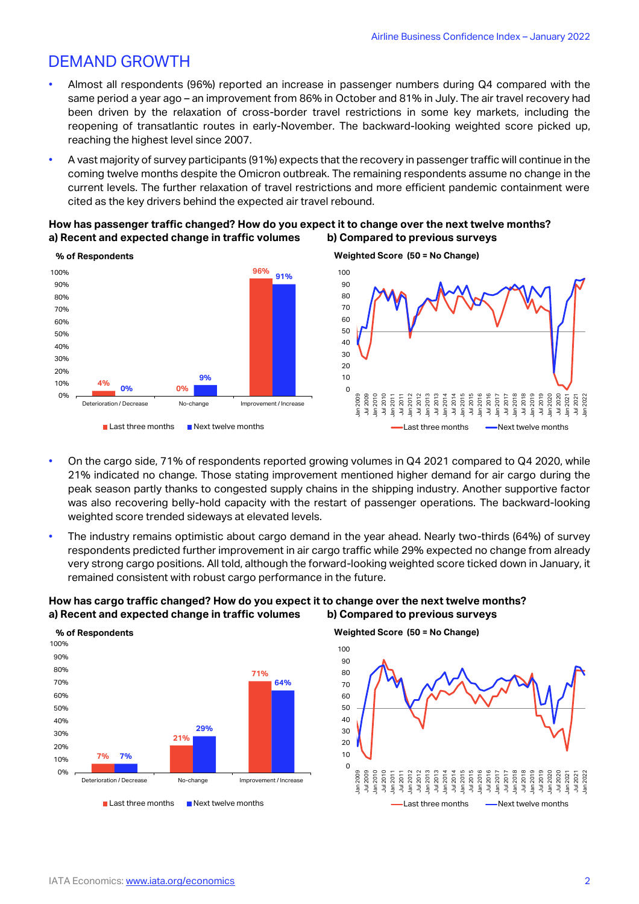## DEMAND GROWTH

- Almost all respondents (96%) reported an increase in passenger numbers during Q4 compared with the same period a year ago – an improvement from 86% in October and 81% in July. The air travel recovery had been driven by the relaxation of cross-border travel restrictions in some key markets, including the reopening of transatlantic routes in early-November. The backward-looking weighted score picked up, reaching the highest level since 2007.
- A vast majority of survey participants (91%) expects that the recovery in passenger traffic will continue in the coming twelve months despite the Omicron outbreak. The remaining respondents assume no change in the current levels. The further relaxation of travel restrictions and more efficient pandemic containment were cited as the key drivers behind the expected air travel rebound.

**How has passenger traffic changed? How do you expect it to change over the next twelve months?**

**a) Recent and expected change in traffic volumes**

% of Respondents

| | Last three months | Next twelve months |
|---|---|---|
| Deterioration / Decrease | 4% | 0% |
| No-change | 0% | 9% |
| Improvement / Increase | 96% | 91% |

**b) Compared to previous surveys**

Weighted Score (50 = No Change)

- On the cargo side, 71% of respondents reported growing volumes in Q4 2021 compared to Q4 2020, while 21% indicated no change. Those stating improvement mentioned higher demand for air cargo during the peak season partly thanks to congested supply chains in the shipping industry. Another supportive factor was also recovering belly-hold capacity with the restart of passenger operations. The backward-looking weighted score trended sideways at elevated levels.
- The industry remains optimistic about cargo demand in the year ahead. Nearly two-thirds (64%) of survey respondents predicted further improvement in air cargo traffic while 29% expected no change from already very strong cargo positions. All told, although the forward-looking weighted score ticked down in January, it remained consistent with robust cargo performance in the future.

**How has cargo traffic changed? How do you expect it to change over the next twelve months?**

**a) Recent and expected change in traffic volumes**

% of Respondents

| | Last three months | Next twelve months |
|---|---|---|
| Deterioration / Decrease | 7% | 7% |
| No-change | 21% | 29% |
| Improvement / Increase | 71% | 64% |

**b) Compared to previous surveys**

Weighted Score (50 = No Change)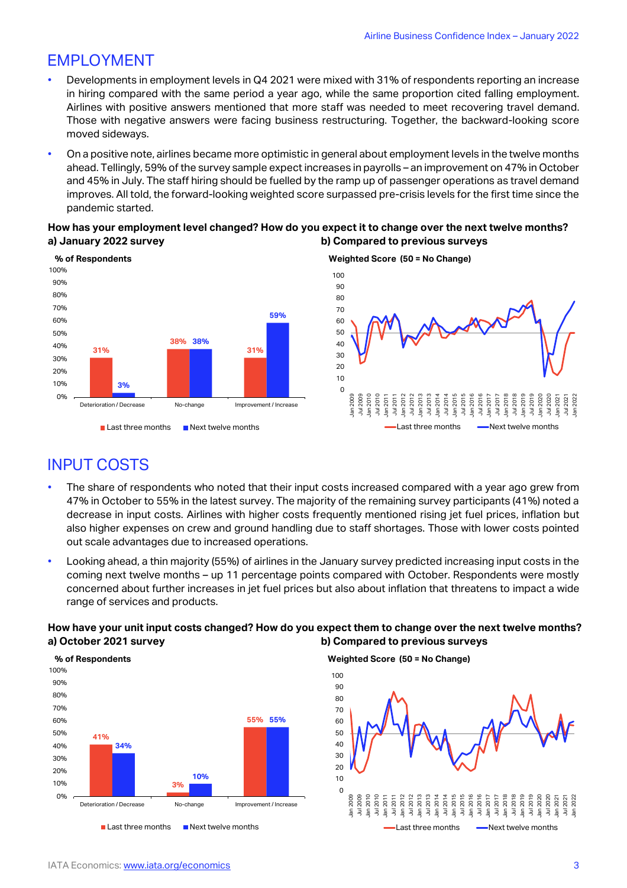## EMPLOYMENT

- Developments in employment levels in Q4 2021 were mixed with 31% of respondents reporting an increase in hiring compared with the same period a year ago, while the same proportion cited falling employment. Airlines with positive answers mentioned that more staff was needed to meet recovering travel demand. Those with negative answers were facing business restructuring. Together, the backward-looking score moved sideways.
- On a positive note, airlines became more optimistic in general about employment levels in the twelve months ahead. Tellingly, 59% of the survey sample expect increases in payrolls – an improvement on 47% in October and 45% in July. The staff hiring should be fuelled by the ramp up of passenger operations as travel demand improves. All told, the forward-looking weighted score surpassed pre-crisis levels for the first time since the pandemic started.

**How has your employment level changed? How do you expect it to change over the next twelve months?**

**a) January 2022 survey**

% of Respondents

| | Last three months | Next twelve months |
|---|---|---|
| Deterioration / Decrease | 31% | 3% |
| No-change | 38% | 38% |
| Improvement / Increase | 31% | 59% |

**b) Compared to previous surveys**

Weighted Score (50 = No Change)

## INPUT COSTS

- The share of respondents who noted that their input costs increased compared with a year ago grew from 47% in October to 55% in the latest survey. The majority of the remaining survey participants (41%) noted a decrease in input costs. Airlines with higher costs frequently mentioned rising jet fuel prices, inflation but also higher expenses on crew and ground handling due to staff shortages. Those with lower costs pointed out scale advantages due to increased operations.
- Looking ahead, a thin majority (55%) of airlines in the January survey predicted increasing input costs in the coming next twelve months – up 11 percentage points compared with October. Respondents were mostly concerned about further increases in jet fuel prices but also about inflation that threatens to impact a wide range of services and products.

**How have your unit input costs changed? How do you expect them to change over the next twelve months?**

**a) October 2021 survey**

% of Respondents

| | Last three months | Next twelve months |
|---|---|---|
| Deterioration / Decrease | 41% | 34% |
| No-change | 3% | 10% |
| Improvement / Increase | 55% | 55% |

**b) Compared to previous surveys**

Weighted Score (50 = No Change)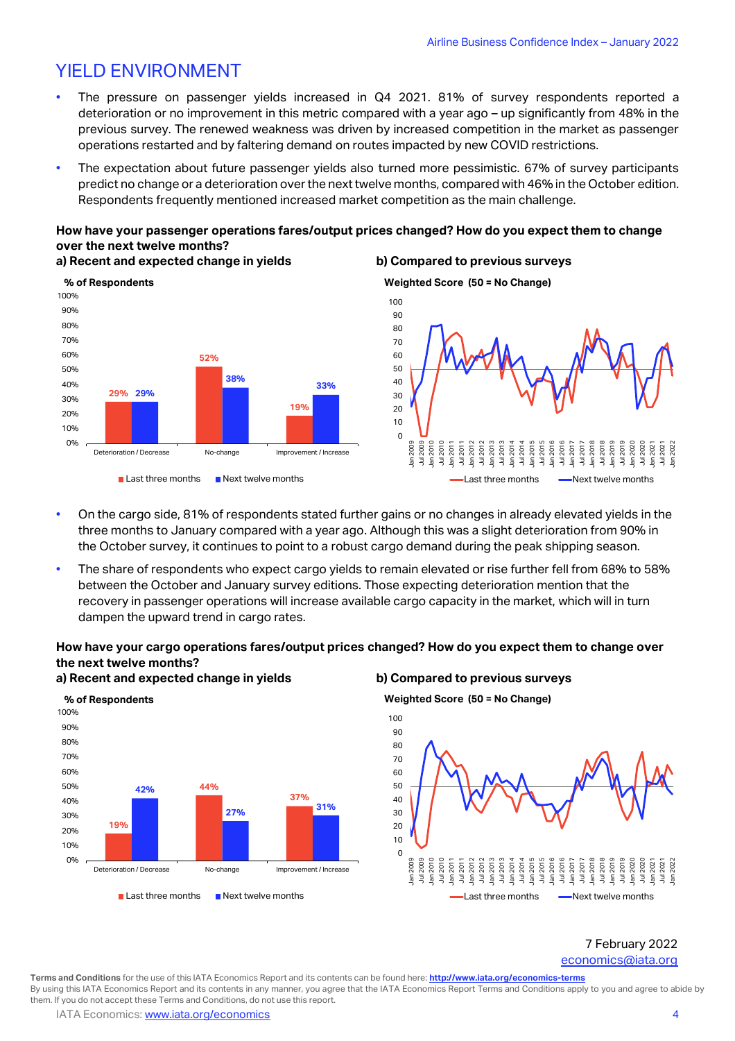# YIELD ENVIRONMENT

- The pressure on passenger yields increased in Q4 2021. 81% of survey respondents reported a deterioration or no improvement in this metric compared with a year ago – up significantly from 48% in the previous survey. The renewed weakness was driven by increased competition in the market as passenger operations restarted and by faltering demand on routes impacted by new COVID restrictions.
- The expectation about future passenger yields also turned more pessimistic. 67% of survey participants predict no change or a deterioration over the next twelve months, compared with 46% in the October edition. Respondents frequently mentioned increased market competition as the main challenge.

**How have your passenger operations fares/output prices changed? How do you expect them to change over the next twelve months?**

**a) Recent and expected change in yields**

% of Respondents

100%
90%
80%
70%
60%
50%
40%
30%
20%
10%
0%

Deterioration / Decrease: 29% 29%
No-change: 52% 38%
Improvement / Increase: 19% 33%

Last three months | Next twelve months

**b) Compared to previous surveys**

Weighted Score (50 = No Change)

100
90
80
70
60
50
40
30
20
10
0

Jan 2009, Jul 2009, Jan 2010, Jul 2010, Jan 2011, Jul 2011, Jan 2012, Jul 2012, Jan 2013, Jul 2013, Jan 2014, Jul 2014, Jan 2015, Jul 2015, Jan 2016, Jul 2016, Jan 2017, Jul 2017, Jan 2018, Jul 2018, Jan 2019, Jul 2019, Jan 2020, Jul 2020, Jan 2021, Jul 2021, Jan 2022

Last three months | Next twelve months

- On the cargo side, 81% of respondents stated further gains or no changes in already elevated yields in the three months to January compared with a year ago. Although this was a slight deterioration from 90% in the October survey, it continues to point to a robust cargo demand during the peak shipping season.
- The share of respondents who expect cargo yields to remain elevated or rise further fell from 68% to 58% between the October and January survey editions. Those expecting deterioration mention that the recovery in passenger operations will increase available cargo capacity in the market, which will in turn dampen the upward trend in cargo rates.

**How have your cargo operations fares/output prices changed? How do you expect them to change over the next twelve months?**

**a) Recent and expected change in yields**

% of Respondents

100%
90%
80%
70%
60%
50%
40%
30%
20%
10%
0%

Deterioration / Decrease: 19% 42%
No-change: 44% 27%
Improvement / Increase: 37% 31%

Last three months | Next twelve months

**b) Compared to previous surveys**

Weighted Score (50 = No Change)

100
90
80
70
60
50
40
30
20
10
0

Jan 2009, Jul 2009, Jan 2010, Jul 2010, Jan 2011, Jul 2011, Jan 2012, Jul 2012, Jan 2013, Jul 2013, Jan 2014, Jul 2014, Jan 2015, Jul 2015, Jan 2016, Jul 2016, Jan 2017, Jul 2017, Jan 2018, Jul 2018, Jan 2019, Jul 2019, Jan 2020, Jul 2020, Jan 2021, Jul 2021, Jan 2022

Last three months | Next twelve months

7 February 2022
economics@iata.org

**Terms and Conditions** for the use of this IATA Economics Report and its contents can be found here: **http://www.iata.org/economics-terms**
By using this IATA Economics Report and its contents in any manner, you agree that the IATA Economics Report Terms and Conditions apply to you and agree to abide by them. If you do not accept these Terms and Conditions, do not use this report.

IATA Economics: www.iata.org/economics